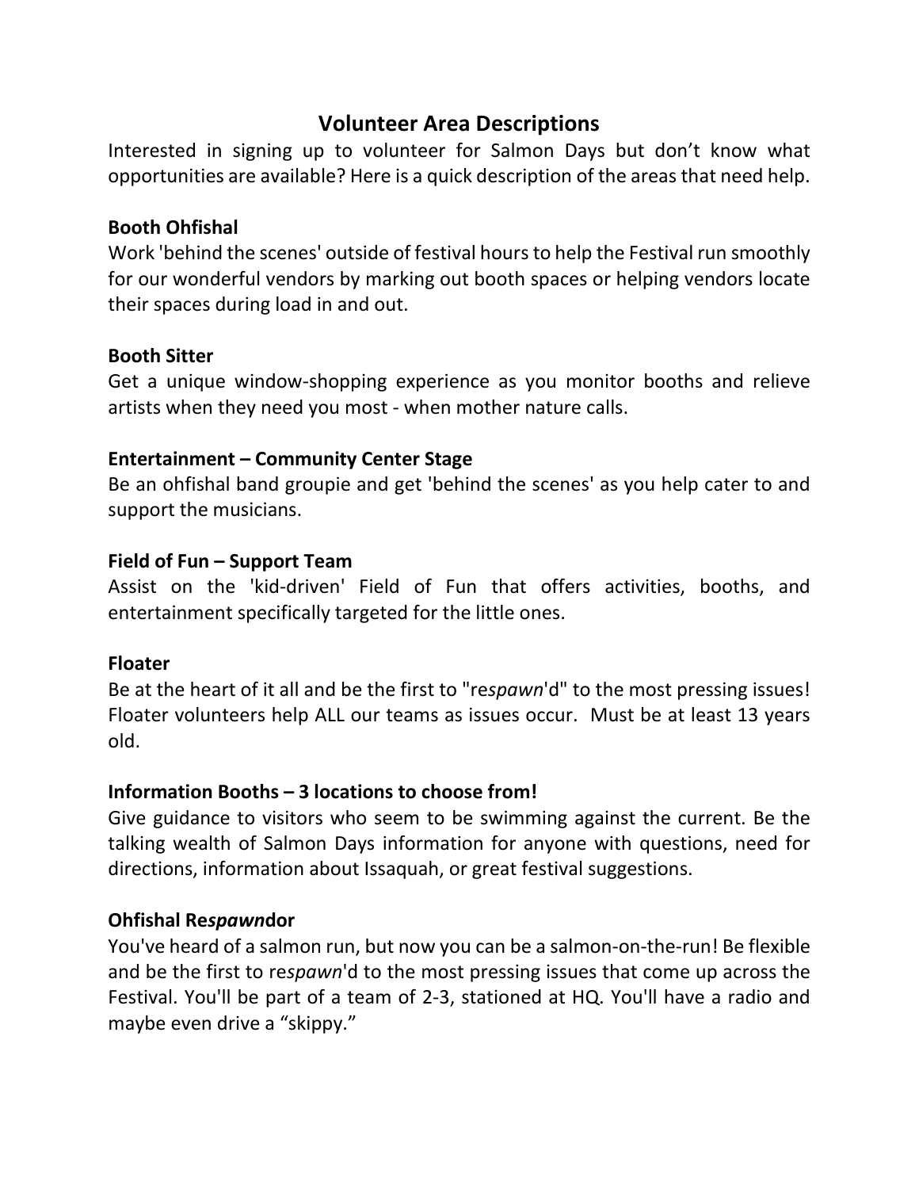# Volunteer Area Descriptions

Interested in signing up to volunteer for Salmon Days but don't know what opportunities are available? Here is a quick description of the areas that need help.

### Booth Ohfishal

Work 'behind the scenes' outside of festival hours to help the Festival run smoothly for our wonderful vendors by marking out booth spaces or helping vendors locate their spaces during load in and out.

### Booth Sitter

Get a unique window-shopping experience as you monitor booths and relieve artists when they need you most - when mother nature calls.

### Entertainment – Community Center Stage

Be an ohfishal band groupie and get 'behind the scenes' as you help cater to and support the musicians.

### Field of Fun – Support Team

Assist on the 'kid-driven' Field of Fun that offers activities, booths, and entertainment specifically targeted for the little ones.

### Floater

Be at the heart of it all and be the first to "re*spawn*'d" to the most pressing issues! Floater volunteers help ALL our teams as issues occur. Must be at least 13 years old.

### Information Booths – 3 locations to choose from!

Give guidance to visitors who seem to be swimming against the current. Be the talking wealth of Salmon Days information for anyone with questions, need for directions, information about Issaquah, or great festival suggestions.

### Ohfishal Re*spawn*dor

You've heard of a salmon run, but now you can be a salmon-on-the-run! Be flexible and be the first to re*spawn*'d to the most pressing issues that come up across the Festival. You'll be part of a team of 2-3, stationed at HQ. You'll have a radio and maybe even drive a "skippy."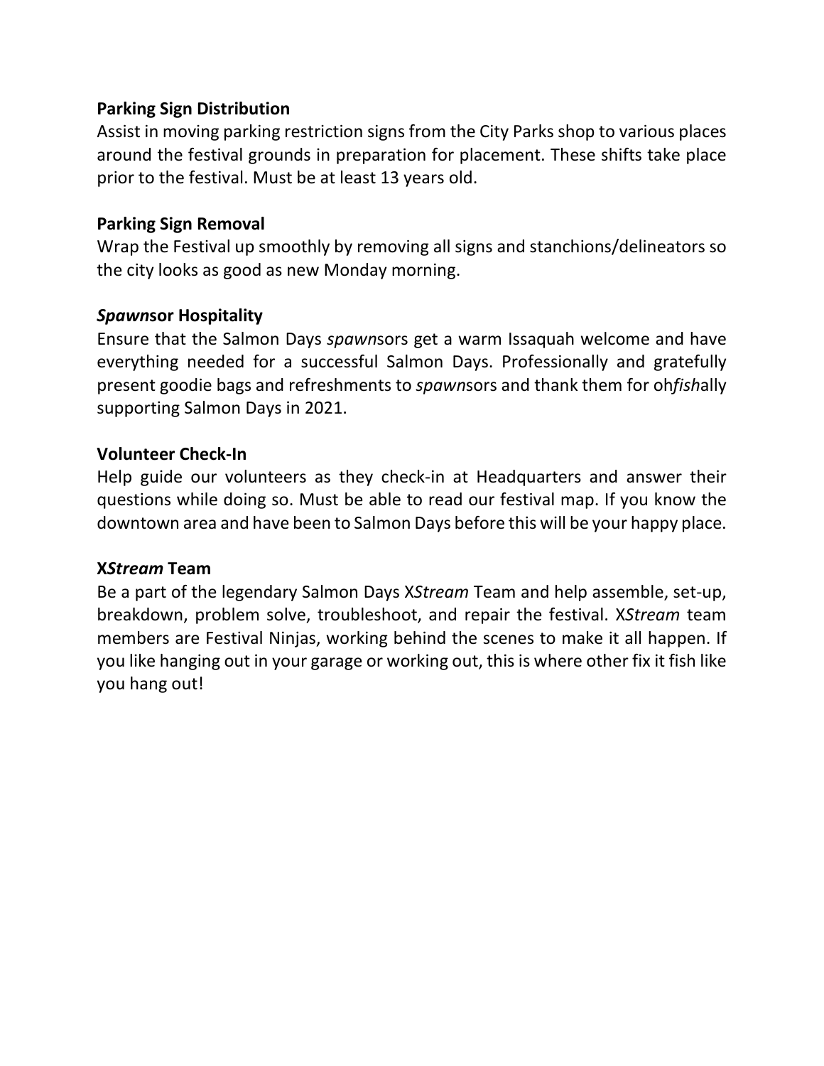**Parking Sign Distribution**

Assist in moving parking restriction signs from the City Parks shop to various places around the festival grounds in preparation for placement. These shifts take place prior to the festival. Must be at least 13 years old.

**Parking Sign Removal**

Wrap the Festival up smoothly by removing all signs and stanchions/delineators so the city looks as good as new Monday morning.

***Spawn*sor Hospitality**

Ensure that the Salmon Days *spawn*sors get a warm Issaquah welcome and have everything needed for a successful Salmon Days. Professionally and gratefully present goodie bags and refreshments to *spawn*sors and thank them for oh*fish*ally supporting Salmon Days in 2021.

**Volunteer Check-In**

Help guide our volunteers as they check-in at Headquarters and answer their questions while doing so. Must be able to read our festival map. If you know the downtown area and have been to Salmon Days before this will be your happy place.

**X*Stream* Team**

Be a part of the legendary Salmon Days X*Stream* Team and help assemble, set-up, breakdown, problem solve, troubleshoot, and repair the festival. X*Stream* team members are Festival Ninjas, working behind the scenes to make it all happen. If you like hanging out in your garage or working out, this is where other fix it fish like you hang out!